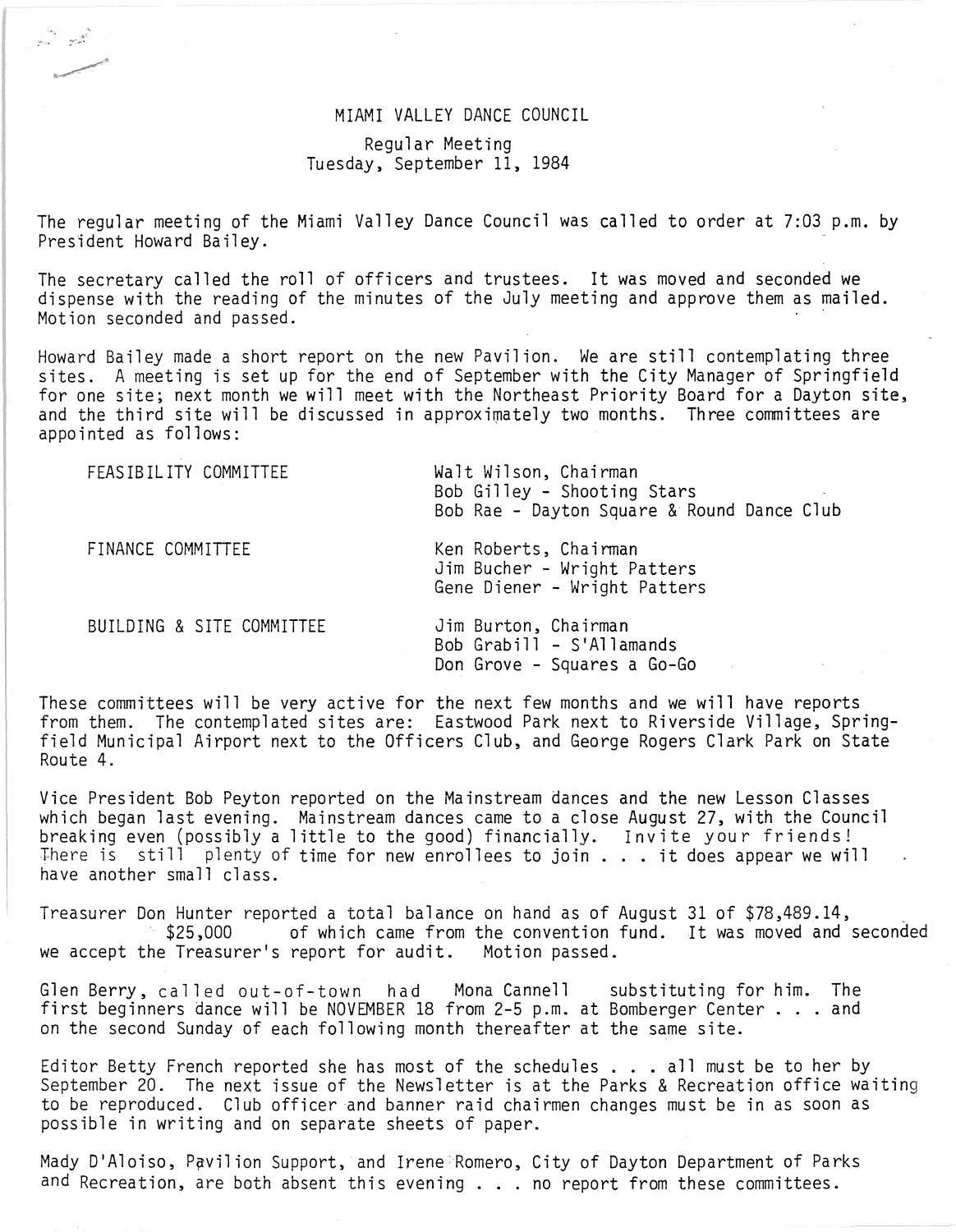# MIAMI VALLEY DANCE COUNCIL

## Regular Meeting
## Tuesday, September 11, 1984

The regular meeting of the Miami Valley Dance Council was called to order at 7:03 p.m. by President Howard Bailey.

The secretary called the roll of officers and trustees. It was moved and seconded we dispense with the reading of the minutes of the July meeting and approve them as mailed. Motion seconded and passed.

Howard Bailey made a short report on the new Pavilion. We are still contemplating three sites. A meeting is set up for the end of September with the City Manager of Springfield for one site; next month we will meet with the Northeast Priority Board for a Dayton site, and the third site will be discussed in approximately two months. Three committees are appointed as follows:

| | |
|---|---|
| FEASIBILITY COMMITTEE | Walt Wilson, Chairman<br>Bob Gilley - Shooting Stars<br>Bob Rae - Dayton Square & Round Dance Club |
| FINANCE COMMITTEE | Ken Roberts, Chairman<br>Jim Bucher - Wright Patters<br>Gene Diener - Wright Patters |
| BUILDING & SITE COMMITTEE | Jim Burton, Chairman<br>Bob Grabill - S'Allamands<br>Don Grove - Squares a Go-Go |

These committees will be very active for the next few months and we will have reports from them. The contemplated sites are: Eastwood Park next to Riverside Village, Springfield Municipal Airport next to the Officers Club, and George Rogers Clark Park on State Route 4.

Vice President Bob Peyton reported on the Mainstream dances and the new Lesson Classes which began last evening. Mainstream dances came to a close August 27, with the Council breaking even (possibly a little to the good) financially. Invite your friends! There is still plenty of time for new enrollees to join . . . it does appear we will have another small class.

Treasurer Don Hunter reported a total balance on hand as of August 31 of $78,489.14, $25,000 of which came from the convention fund. It was moved and seconded we accept the Treasurer's report for audit. Motion passed.

Glen Berry, called out-of-town had Mona Cannell substituting for him. The first beginners dance will be NOVEMBER 18 from 2-5 p.m. at Bomberger Center . . . and on the second Sunday of each following month thereafter at the same site.

Editor Betty French reported she has most of the schedules . . . all must be to her by September 20. The next issue of the Newsletter is at the Parks & Recreation office waiting to be reproduced. Club officer and banner raid chairmen changes must be in as soon as possible in writing and on separate sheets of paper.

Mady D'Aloiso, Pavilion Support, and Irene Romero, City of Dayton Department of Parks and Recreation, are both absent this evening . . . no report from these committees.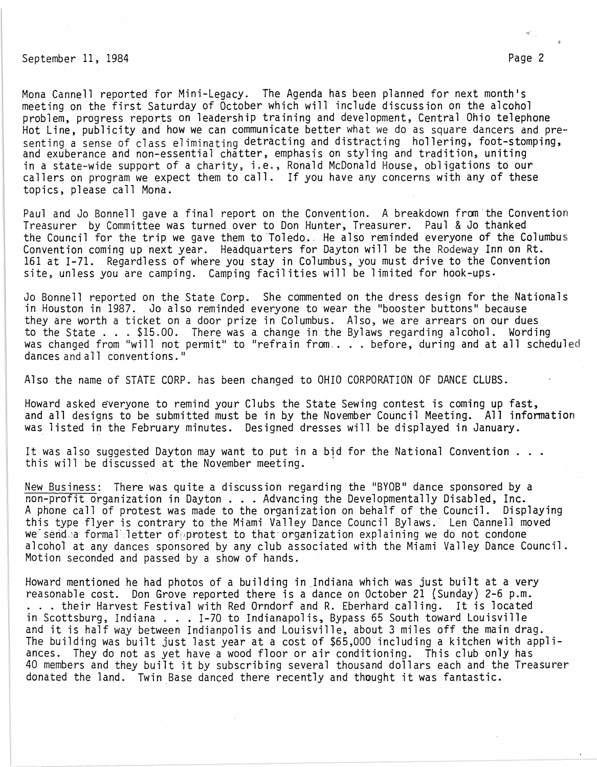Mona Cannell reported for Mini-Legacy. The Agenda has been planned for next month's meeting on the first Saturday of October which will include discussion on the alcohol problem, progress reports on leadership training and development, Central Ohio telephone Hot Line, publicity and how we can communicate better what we do as square dancers and presenting a sense of class eliminating detracting and distracting hollering, foot-stomping, and exuberance and non-essential chatter, emphasis on styling and tradition, uniting in a state-wide support of a charity, i.e., Ronald McDonald House, obligations to our callers on program we expect them to call. If you have any concerns with any of these topics, please call Mona.

Paul and Jo Bonnell gave a final report on the Convention. A breakdown from the Convention Treasurer by Committee was turned over to Don Hunter, Treasurer. Paul & Jo thanked the Council for the trip we gave them to Toledo. He also reminded everyone of the Columbus Convention coming up next year. Headquarters for Dayton will be the Rodeway Inn on Rt. 161 at I-71. Regardless of where you stay in Columbus, you must drive to the Convention site, unless you are camping. Camping facilities will be limited for hook-ups.

Jo Bonnell reported on the State Corp. She commented on the dress design for the Nationals in Houston in 1987. Jo also reminded everyone to wear the "booster buttons" because they are worth a ticket on a door prize in Columbus. Also, we are arrears on our dues to the State . . . $15.00. There was a change in the Bylaws regarding alcohol. Wording was changed from "will not permit" to "refrain from. . . . before, during and at all scheduled dances and all conventions."

Also the name of STATE CORP. has been changed to OHIO CORPORATION OF DANCE CLUBS.

Howard asked everyone to remind your Clubs the State Sewing contest is coming up fast, and all designs to be submitted must be in by the November Council Meeting. All information was listed in the February minutes. Designed dresses will be displayed in January.

It was also suggested Dayton may want to put in a bid for the National Convention . . . this will be discussed at the November meeting.

New Business: There was quite a discussion regarding the "BYOB" dance sponsored by a non-profit organization in Dayton . . . Advancing the Developmentally Disabled, Inc. A phone call of protest was made to the organization on behalf of the Council. Displaying this type flyer is contrary to the Miami Valley Dance Council Bylaws. Len Cannell moved we send a formal letter of protest to that organization explaining we do not condone alcohol at any dances sponsored by any club associated with the Miami Valley Dance Council. Motion seconded and passed by a show of hands.

Howard mentioned he had photos of a building in Indiana which was just built at a very reasonable cost. Don Grove reported there is a dance on October 21 (Sunday) 2-6 p.m. . . . their Harvest Festival with Red Orndorf and R. Eberhard calling. It is located in Scottsburg, Indiana . . . I-70 to Indianapolis, Bypass 65 South toward Louisville and it is half way between Indianpolis and Louisville, about 3 miles off the main drag. The building was built just last year at a cost of $65,000 including a kitchen with appliances. They do not as yet have a wood floor or air conditioning. This club only has 40 members and they built it by subscribing several thousand dollars each and the Treasurer donated the land. Twin Base danced there recently and thought it was fantastic.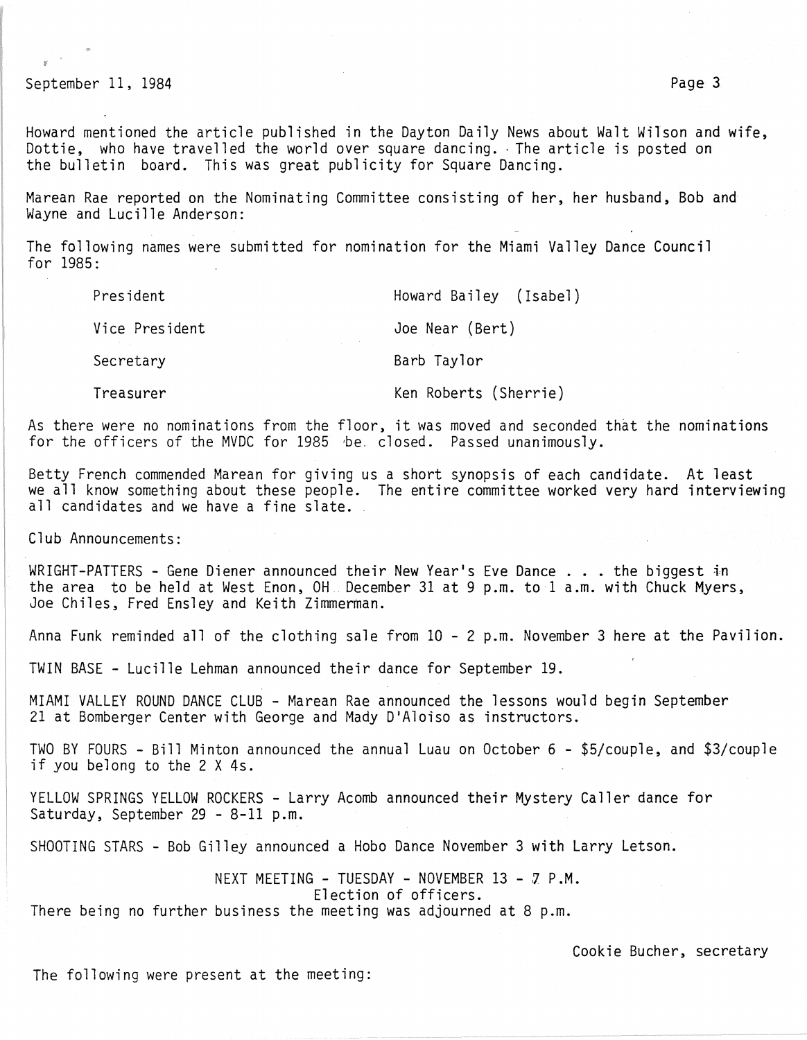Howard mentioned the article published in the Dayton Daily News about Walt Wilson and wife, Dottie, who have travelled the world over square dancing. The article is posted on the bulletin board. This was great publicity for Square Dancing.

Marean Rae reported on the Nominating Committee consisting of her, her husband, Bob and Wayne and Lucille Anderson:

The following names were submitted for nomination for the Miami Valley Dance Council for 1985:

| | |
|---|---|
| President | Howard Bailey (Isabel) |
| Vice President | Joe Near (Bert) |
| Secretary | Barb Taylor |
| Treasurer | Ken Roberts (Sherrie) |

As there were no nominations from the floor, it was moved and seconded that the nominations for the officers of the MVDC for 1985 be closed. Passed unanimously.

Betty French commended Marean for giving us a short synopsis of each candidate. At least we all know something about these people. The entire committee worked very hard interviewing all candidates and we have a fine slate.

Club Announcements:

WRIGHT-PATTERS - Gene Diener announced their New Year's Eve Dance . . . the biggest in the area to be held at West Enon, OH December 31 at 9 p.m. to 1 a.m. with Chuck Myers, Joe Chiles, Fred Ensley and Keith Zimmerman.

Anna Funk reminded all of the clothing sale from 10 - 2 p.m. November 3 here at the Pavilion.

TWIN BASE - Lucille Lehman announced their dance for September 19.

MIAMI VALLEY ROUND DANCE CLUB - Marean Rae announced the lessons would begin September 21 at Bomberger Center with George and Mady D'Aloiso as instructors.

TWO BY FOURS - Bill Minton announced the annual Luau on October 6 - $5/couple, and $3/couple if you belong to the 2 X 4s.

YELLOW SPRINGS YELLOW ROCKERS - Larry Acomb announced their Mystery Caller dance for Saturday, September 29 - 8-11 p.m.

SHOOTING STARS - Bob Gilley announced a Hobo Dance November 3 with Larry Letson.

NEXT MEETING - TUESDAY - NOVEMBER 13 - 7 P.M.
Election of officers.

There being no further business the meeting was adjourned at 8 p.m.

Cookie Bucher, secretary

The following were present at the meeting: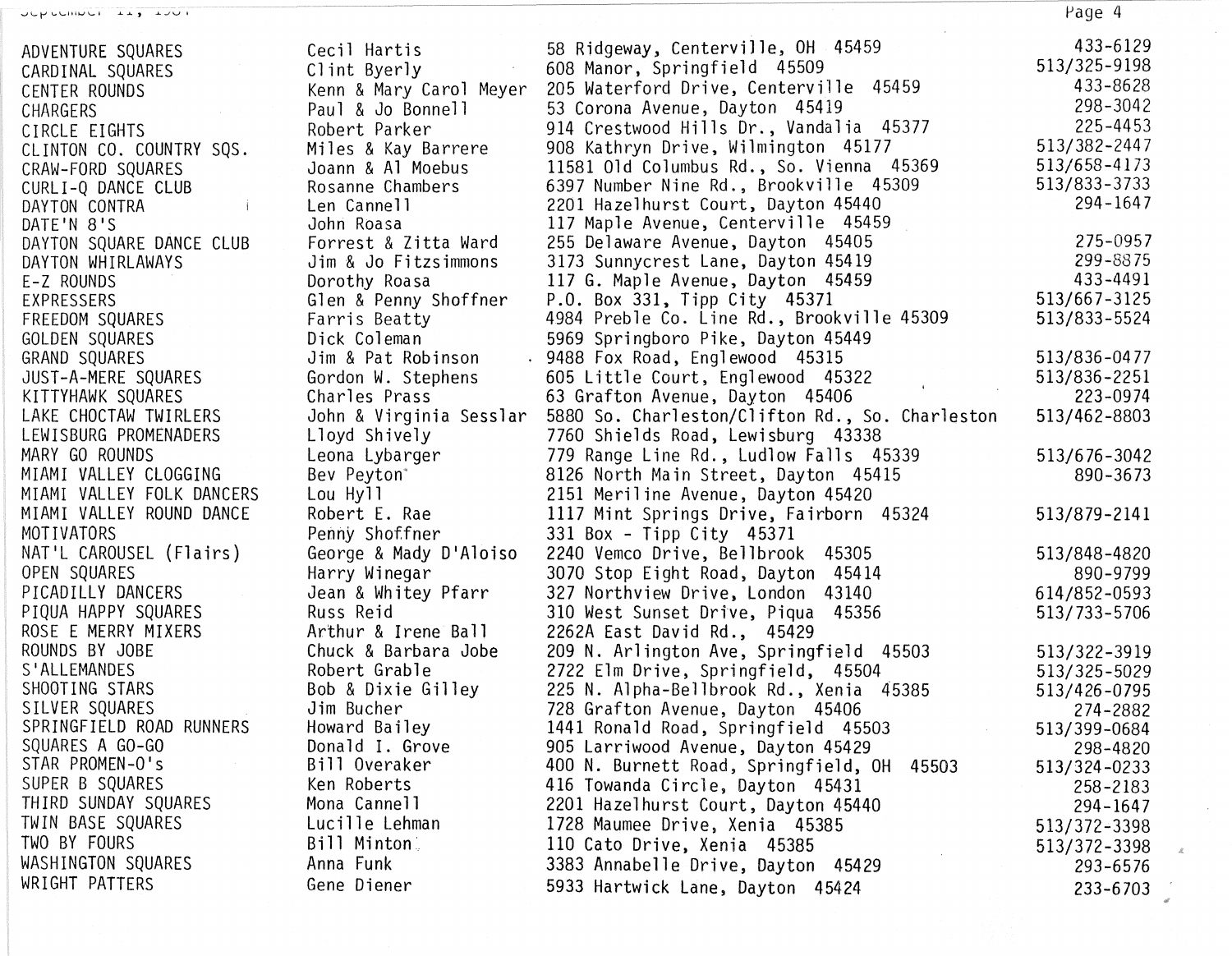| | | | |
|---|---|---|---|
| ADVENTURE SQUARES | Cecil Hartis | 58 Ridgeway, Centerville, OH 45459 | 433-6129 |
| CARDINAL SQUARES | Clint Byerly | 608 Manor, Springfield 45509 | 513/325-9198 |
| CENTER ROUNDS | Kenn & Mary Carol Meyer | 205 Waterford Drive, Centerville 45459 | 433-8628 |
| CHARGERS | Paul & Jo Bonnell | 53 Corona Avenue, Dayton 45419 | 298-3042 |
| CIRCLE EIGHTS | Robert Parker | 914 Crestwood Hills Dr., Vandalia 45377 | 225-4453 |
| CLINTON CO. COUNTRY SQS. | Miles & Kay Barrere | 908 Kathryn Drive, Wilmington 45177 | 513/382-2447 |
| CRAW-FORD SQUARES | Joann & Al Moebus | 11581 Old Columbus Rd., So. Vienna 45369 | 513/658-4173 |
| CURLI-Q DANCE CLUB | Rosanne Chambers | 6397 Number Nine Rd., Brookville 45309 | 513/833-3733 |
| DAYTON CONTRA | Len Cannell | 2201 Hazelhurst Court, Dayton 45440 | 294-1647 |
| DATE'N 8'S | John Roasa | 117 Maple Avenue, Centerville 45459 | |
| DAYTON SQUARE DANCE CLUB | Forrest & Zitta Ward | 255 Delaware Avenue, Dayton 45405 | 275-0957 |
| DAYTON WHIRLAWAYS | Jim & Jo Fitzsimmons | 3173 Sunnycrest Lane, Dayton 45419 | 299-8875 |
| E-Z ROUNDS | Dorothy Roasa | 117 G. Maple Avenue, Dayton 45459 | 433-4491 |
| EXPRESSERS | Glen & Penny Shoffner | P.O. Box 331, Tipp City 45371 | 513/667-3125 |
| FREEDOM SQUARES | Farris Beatty | 4984 Preble Co. Line Rd., Brookville 45309 | 513/833-5524 |
| GOLDEN SQUARES | Dick Coleman | 5969 Springboro Pike, Dayton 45449 | |
| GRAND SQUARES | Jim & Pat Robinson | 9488 Fox Road, Englewood 45315 | 513/836-0477 |
| JUST-A-MERE SQUARES | Gordon W. Stephens | 605 Little Court, Englewood 45322 | 513/836-2251 |
| KITTYHAWK SQUARES | Charles Prass | 63 Grafton Avenue, Dayton 45406 | 223-0974 |
| LAKE CHOCTAW TWIRLERS | John & Virginia Sesslar | 5880 So. Charleston/Clifton Rd., So. Charleston | 513/462-8803 |
| LEWISBURG PROMENADERS | Lloyd Shively | 7760 Shields Road, Lewisburg 43338 | |
| MARY GO ROUNDS | Leona Lybarger | 779 Range Line Rd., Ludlow Falls 45339 | 513/676-3042 |
| MIAMI VALLEY CLOGGING | Bev Peyton | 8126 North Main Street, Dayton 45415 | 890-3673 |
| MIAMI VALLEY FOLK DANCERS | Lou Hyll | 2151 Meriline Avenue, Dayton 45420 | |
| MIAMI VALLEY ROUND DANCE | Robert E. Rae | 1117 Mint Springs Drive, Fairborn 45324 | 513/879-2141 |
| MOTIVATORS | Penny Shoffner | 331 Box - Tipp City 45371 | |
| NAT'L CAROUSEL (Flairs) | George & Mady D'Aloiso | 2240 Vemco Drive, Bellbrook 45305 | 513/848-4820 |
| OPEN SQUARES | Harry Winegar | 3070 Stop Eight Road, Dayton 45414 | 890-9799 |
| PICADILLY DANCERS | Jean & Whitey Pfarr | 327 Northview Drive, London 43140 | 614/852-0593 |
| PIQUA HAPPY SQUARES | Russ Reid | 310 West Sunset Drive, Piqua 45356 | 513/733-5706 |
| ROSE E MERRY MIXERS | Arthur & Irene Ball | 2262A East David Rd., 45429 | |
| ROUNDS BY JOBE | Chuck & Barbara Jobe | 209 N. Arlington Ave, Springfield 45503 | 513/322-3919 |
| S'ALLEMANDES | Robert Grable | 2722 Elm Drive, Springfield, 45504 | 513/325-5029 |
| SHOOTING STARS | Bob & Dixie Gilley | 225 N. Alpha-Bellbrook Rd., Xenia 45385 | 513/426-0795 |
| SILVER SQUARES | Jim Bucher | 728 Grafton Avenue, Dayton 45406 | 274-2882 |
| SPRINGFIELD ROAD RUNNERS | Howard Bailey | 1441 Ronald Road, Springfield 45503 | 513/399-0684 |
| SQUARES A GO-GO | Donald I. Grove | 905 Larriwood Avenue, Dayton 45429 | 298-4820 |
| STAR PROMEN-O's | Bill Overaker | 400 N. Burnett Road, Springfield, OH 45503 | 513/324-0233 |
| SUPER B SQUARES | Ken Roberts | 416 Towanda Circle, Dayton 45431 | 258-2183 |
| THIRD SUNDAY SQUARES | Mona Cannell | 2201 Hazelhurst Court, Dayton 45440 | 294-1647 |
| TWIN BASE SQUARES | Lucille Lehman | 1728 Maumee Drive, Xenia 45385 | 513/372-3398 |
| TWO BY FOURS | Bill Minton | 110 Cato Drive, Xenia 45385 | 513/372-3398 |
| WASHINGTON SQUARES | Anna Funk | 3383 Annabelle Drive, Dayton 45429 | 293-6576 |
| WRIGHT PATTERS | Gene Diener | 5933 Hartwick Lane, Dayton 45424 | 233-6703 |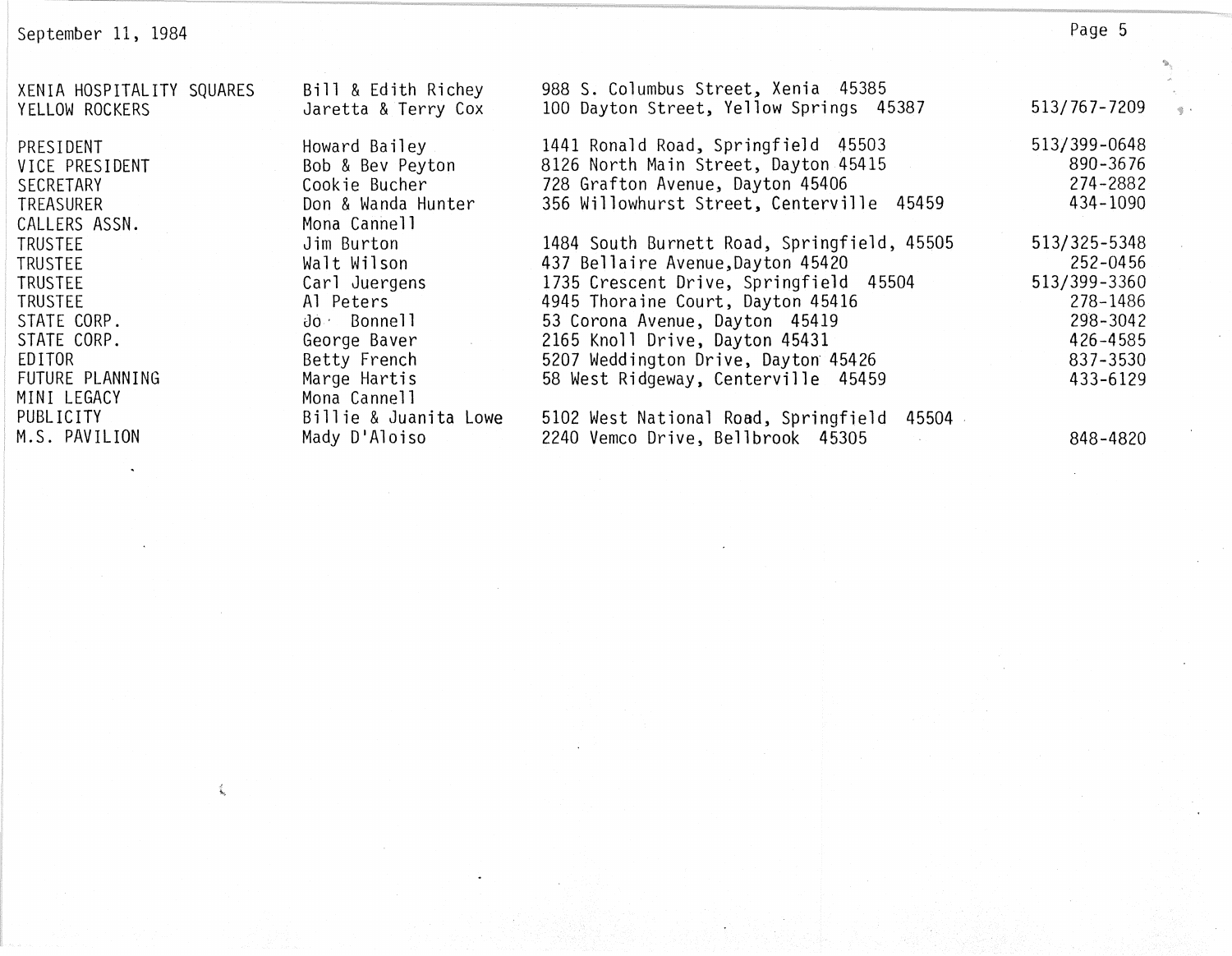| | | | |
|---|---|---|---|
| XENIA HOSPITALITY SQUARES | Bill & Edith Richey | 988 S. Columbus Street, Xenia 45385 | |
| YELLOW ROCKERS | Jaretta & Terry Cox | 100 Dayton Street, Yellow Springs 45387 | 513/767-7209 |
| | | | |
| PRESIDENT | Howard Bailey | 1441 Ronald Road, Springfield 45503 | 513/399-0648 |
| VICE PRESIDENT | Bob & Bev Peyton | 8126 North Main Street, Dayton 45415 | 890-3676 |
| SECRETARY | Cookie Bucher | 728 Grafton Avenue, Dayton 45406 | 274-2882 |
| TREASURER | Don & Wanda Hunter | 356 Willowhurst Street, Centerville 45459 | 434-1090 |
| CALLERS ASSN. | Mona Cannell | | |
| TRUSTEE | Jim Burton | 1484 South Burnett Road, Springfield, 45505 | 513/325-5348 |
| TRUSTEE | Walt Wilson | 437 Bellaire Avenue,Dayton 45420 | 252-0456 |
| TRUSTEE | Carl Juergens | 1735 Crescent Drive, Springfield 45504 | 513/399-3360 |
| TRUSTEE | Al Peters | 4945 Thoraine Court, Dayton 45416 | 278-1486 |
| STATE CORP. | Jo Bonnell | 53 Corona Avenue, Dayton 45419 | 298-3042 |
| STATE CORP. | George Baver | 2165 Knoll Drive, Dayton 45431 | 426-4585 |
| EDITOR | Betty French | 5207 Weddington Drive, Dayton 45426 | 837-3530 |
| FUTURE PLANNING | Marge Hartis | 58 West Ridgeway, Centerville 45459 | 433-6129 |
| MINI LEGACY | Mona Cannell | | |
| PUBLICITY | Billie & Juanita Lowe | 5102 West National Road, Springfield 45504 | |
| M.S. PAVILION | Mady D'Aloiso | 2240 Vemco Drive, Bellbrook 45305 | 848-4820 |